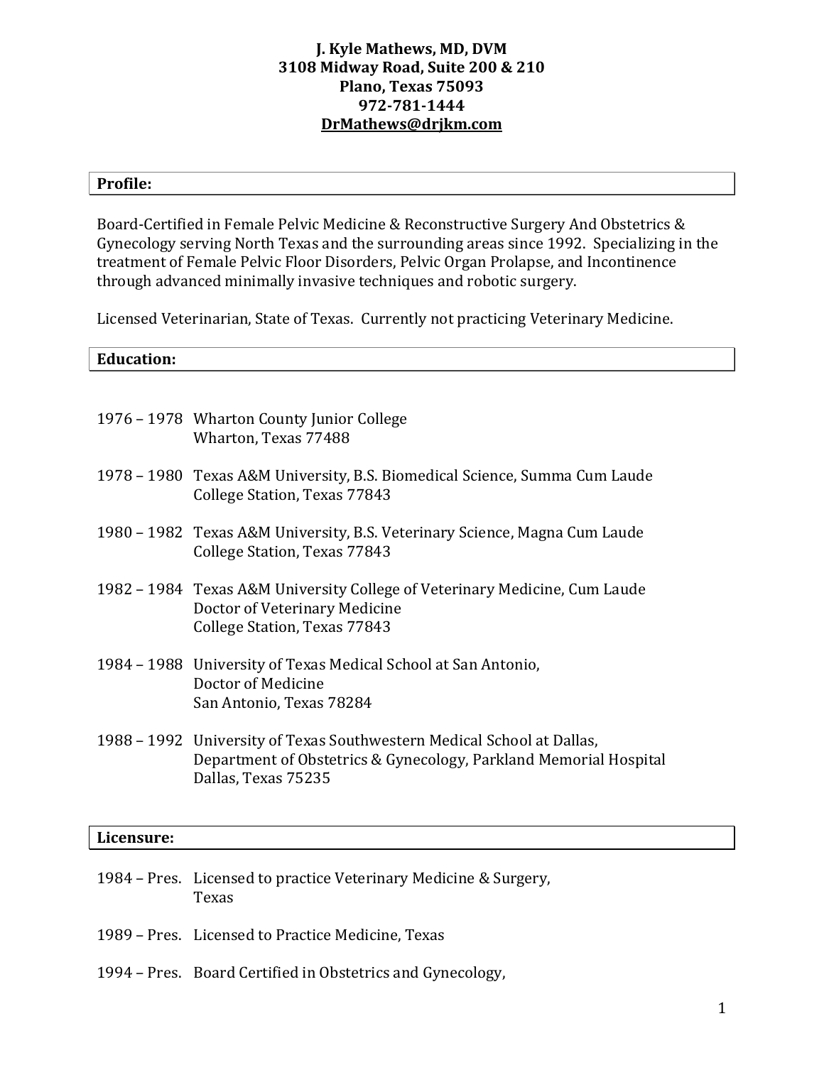**J. Kyle Mathews, MD, DVM**
**3108 Midway Road, Suite 200 & 210**
**Plano, Texas 75093**
**972-781-1444**
**DrMathews@drjkm.com**

## Profile:

Board-Certified in Female Pelvic Medicine & Reconstructive Surgery And Obstetrics & Gynecology serving North Texas and the surrounding areas since 1992. Specializing in the treatment of Female Pelvic Floor Disorders, Pelvic Organ Prolapse, and Incontinence through advanced minimally invasive techniques and robotic surgery.

Licensed Veterinarian, State of Texas. Currently not practicing Veterinary Medicine.

## Education:

1976 – 1978 Wharton County Junior College
Wharton, Texas 77488

1978 – 1980 Texas A&M University, B.S. Biomedical Science, Summa Cum Laude
College Station, Texas 77843

1980 – 1982 Texas A&M University, B.S. Veterinary Science, Magna Cum Laude
College Station, Texas 77843

1982 – 1984 Texas A&M University College of Veterinary Medicine, Cum Laude
Doctor of Veterinary Medicine
College Station, Texas 77843

1984 – 1988 University of Texas Medical School at San Antonio,
Doctor of Medicine
San Antonio, Texas 78284

1988 – 1992 University of Texas Southwestern Medical School at Dallas,
Department of Obstetrics & Gynecology, Parkland Memorial Hospital
Dallas, Texas 75235

## Licensure:

1984 – Pres. Licensed to practice Veterinary Medicine & Surgery,
Texas

1989 – Pres. Licensed to Practice Medicine, Texas

1994 – Pres. Board Certified in Obstetrics and Gynecology,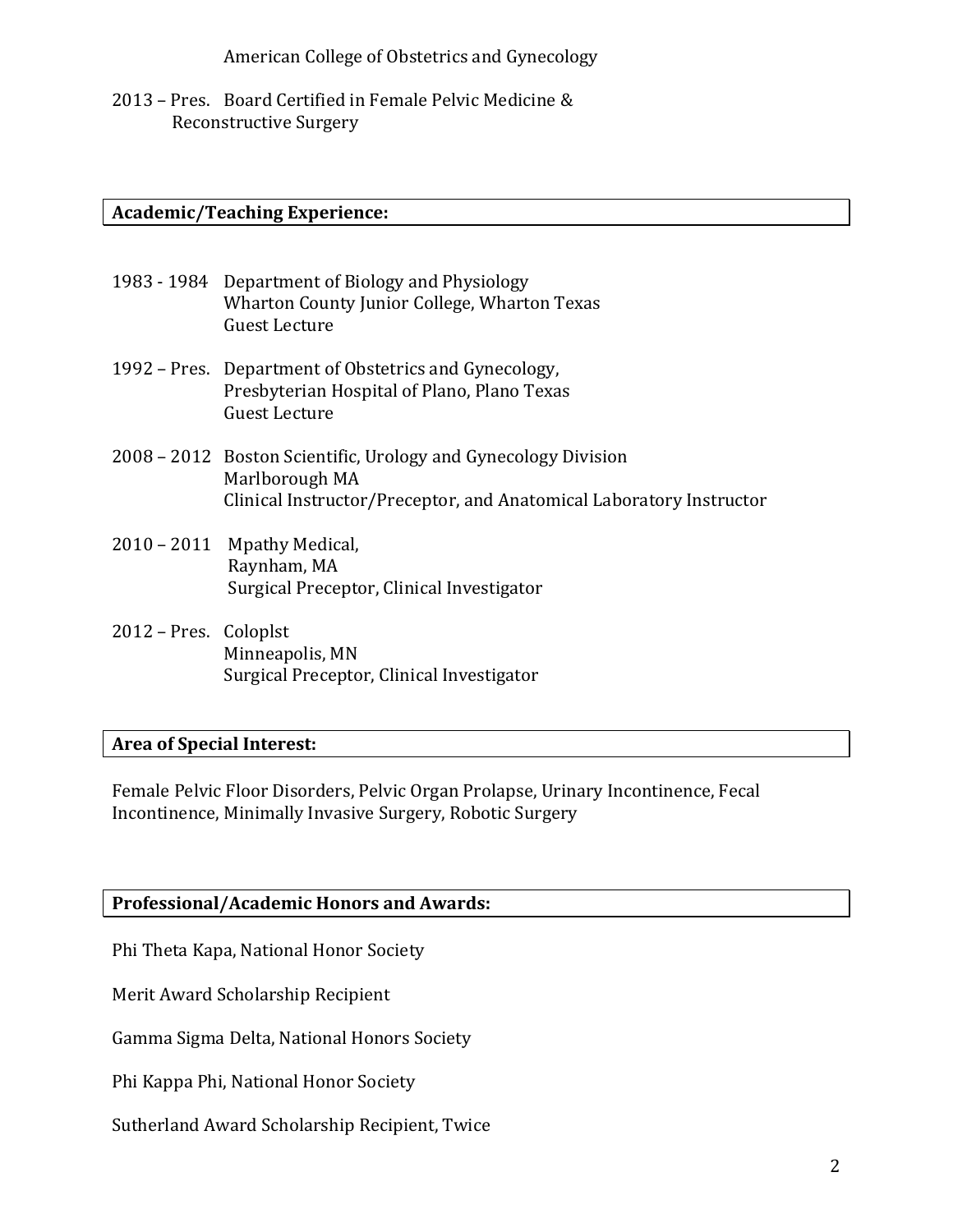American College of Obstetrics and Gynecology

2013 – Pres. Board Certified in Female Pelvic Medicine & Reconstructive Surgery

## Academic/Teaching Experience:

1983 - 1984 Department of Biology and Physiology
Wharton County Junior College, Wharton Texas
Guest Lecture

1992 – Pres. Department of Obstetrics and Gynecology,
Presbyterian Hospital of Plano, Plano Texas
Guest Lecture

2008 – 2012 Boston Scientific, Urology and Gynecology Division
Marlborough MA
Clinical Instructor/Preceptor, and Anatomical Laboratory Instructor

2010 – 2011 Mpathy Medical,
Raynham, MA
Surgical Preceptor, Clinical Investigator

2012 – Pres. Coloplst
Minneapolis, MN
Surgical Preceptor, Clinical Investigator

## Area of Special Interest:

Female Pelvic Floor Disorders, Pelvic Organ Prolapse, Urinary Incontinence, Fecal Incontinence, Minimally Invasive Surgery, Robotic Surgery

## Professional/Academic Honors and Awards:

Phi Theta Kapa, National Honor Society

Merit Award Scholarship Recipient

Gamma Sigma Delta, National Honors Society

Phi Kappa Phi, National Honor Society

Sutherland Award Scholarship Recipient, Twice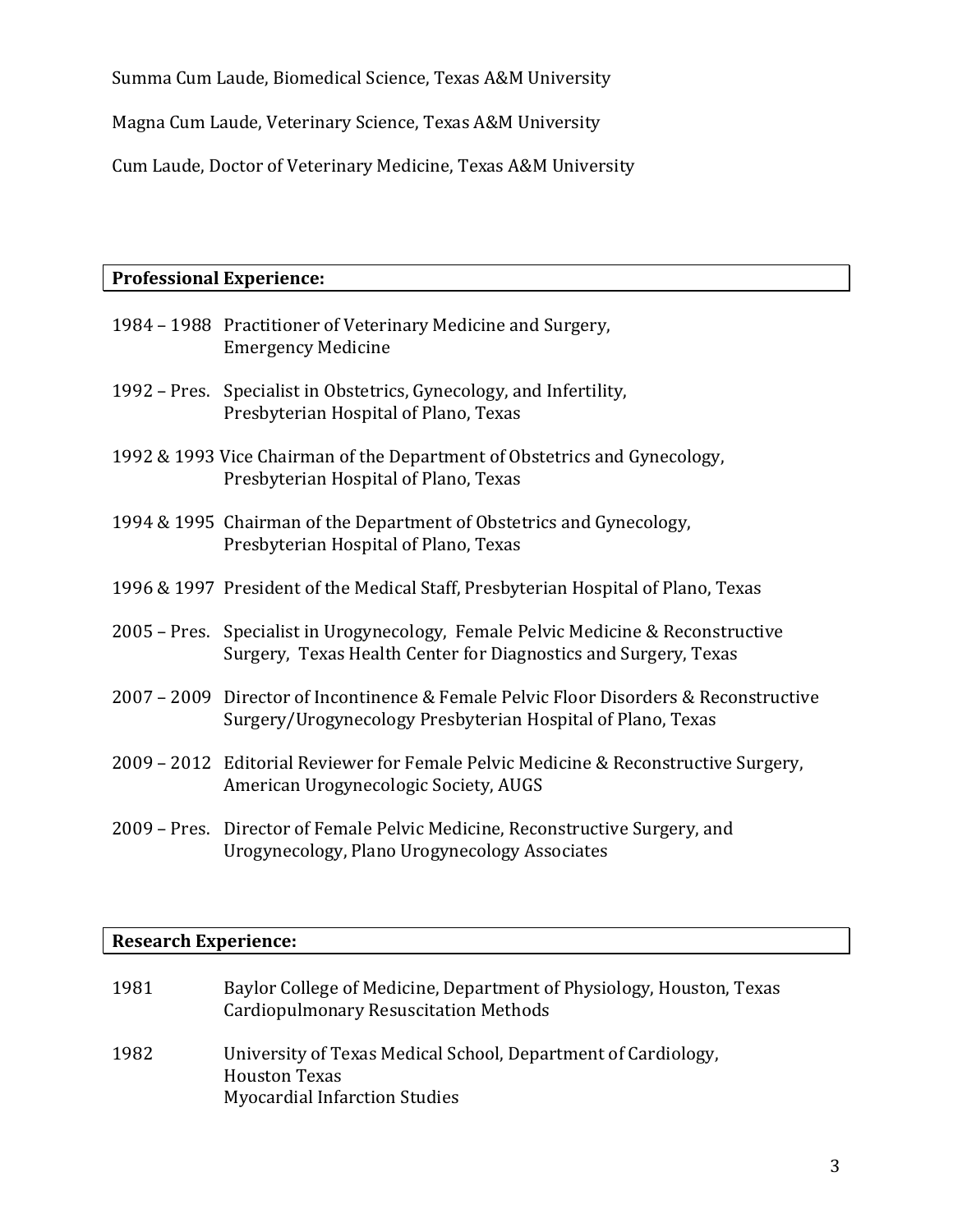Summa Cum Laude, Biomedical Science, Texas A&M University

Magna Cum Laude, Veterinary Science, Texas A&M University

Cum Laude, Doctor of Veterinary Medicine, Texas A&M University

## Professional Experience:

1984 – 1988 Practitioner of Veterinary Medicine and Surgery,
Emergency Medicine

1992 – Pres. Specialist in Obstetrics, Gynecology, and Infertility,
Presbyterian Hospital of Plano, Texas

1992 & 1993 Vice Chairman of the Department of Obstetrics and Gynecology,
Presbyterian Hospital of Plano, Texas

1994 & 1995 Chairman of the Department of Obstetrics and Gynecology,
Presbyterian Hospital of Plano, Texas

1996 & 1997 President of the Medical Staff, Presbyterian Hospital of Plano, Texas

2005 – Pres. Specialist in Urogynecology, Female Pelvic Medicine & Reconstructive Surgery, Texas Health Center for Diagnostics and Surgery, Texas

2007 – 2009 Director of Incontinence & Female Pelvic Floor Disorders & Reconstructive Surgery/Urogynecology Presbyterian Hospital of Plano, Texas

2009 – 2012 Editorial Reviewer for Female Pelvic Medicine & Reconstructive Surgery, American Urogynecologic Society, AUGS

2009 – Pres. Director of Female Pelvic Medicine, Reconstructive Surgery, and Urogynecology, Plano Urogynecology Associates

## Research Experience:

1981 Baylor College of Medicine, Department of Physiology, Houston, Texas
Cardiopulmonary Resuscitation Methods

1982 University of Texas Medical School, Department of Cardiology,
Houston Texas
Myocardial Infarction Studies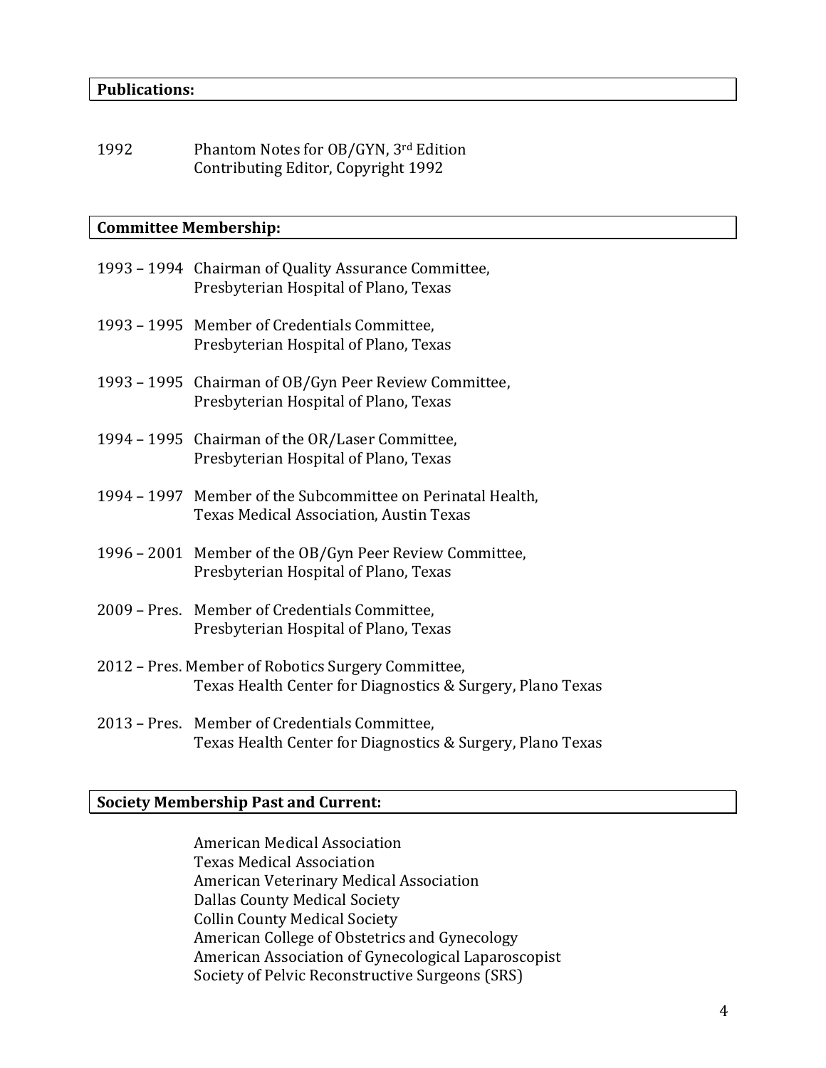## Publications:

1992 Phantom Notes for OB/GYN, 3rd Edition
Contributing Editor, Copyright 1992

## Committee Membership:

1993 – 1994 Chairman of Quality Assurance Committee,
Presbyterian Hospital of Plano, Texas

1993 – 1995 Member of Credentials Committee,
Presbyterian Hospital of Plano, Texas

1993 – 1995 Chairman of OB/Gyn Peer Review Committee,
Presbyterian Hospital of Plano, Texas

1994 – 1995 Chairman of the OR/Laser Committee,
Presbyterian Hospital of Plano, Texas

1994 – 1997 Member of the Subcommittee on Perinatal Health,
Texas Medical Association, Austin Texas

1996 – 2001 Member of the OB/Gyn Peer Review Committee,
Presbyterian Hospital of Plano, Texas

2009 – Pres. Member of Credentials Committee,
Presbyterian Hospital of Plano, Texas

2012 – Pres. Member of Robotics Surgery Committee,
Texas Health Center for Diagnostics & Surgery, Plano Texas

2013 – Pres. Member of Credentials Committee,
Texas Health Center for Diagnostics & Surgery, Plano Texas

## Society Membership Past and Current:

American Medical Association
Texas Medical Association
American Veterinary Medical Association
Dallas County Medical Society
Collin County Medical Society
American College of Obstetrics and Gynecology
American Association of Gynecological Laparoscopist
Society of Pelvic Reconstructive Surgeons (SRS)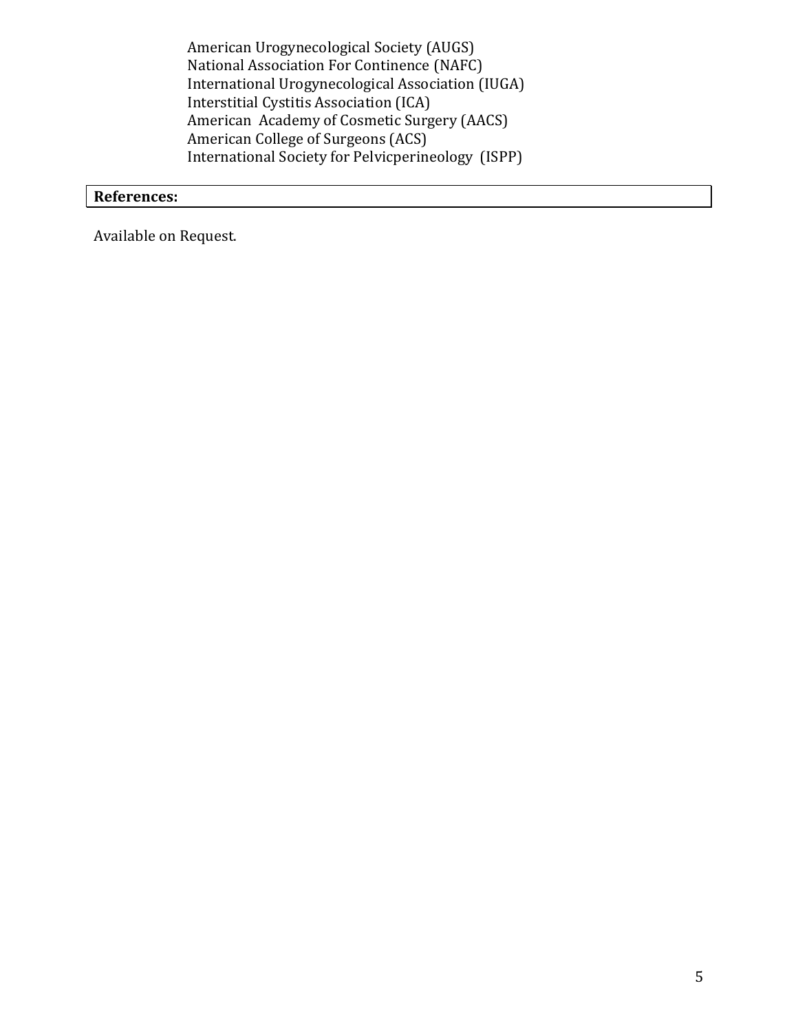American Urogynecological Society (AUGS)
National Association For Continence (NAFC)
International Urogynecological Association (IUGA)
Interstitial Cystitis Association (ICA)
American Academy of Cosmetic Surgery (AACS)
American College of Surgeons (ACS)
International Society for Pelvicperineology (ISPP)

## References:

Available on Request.